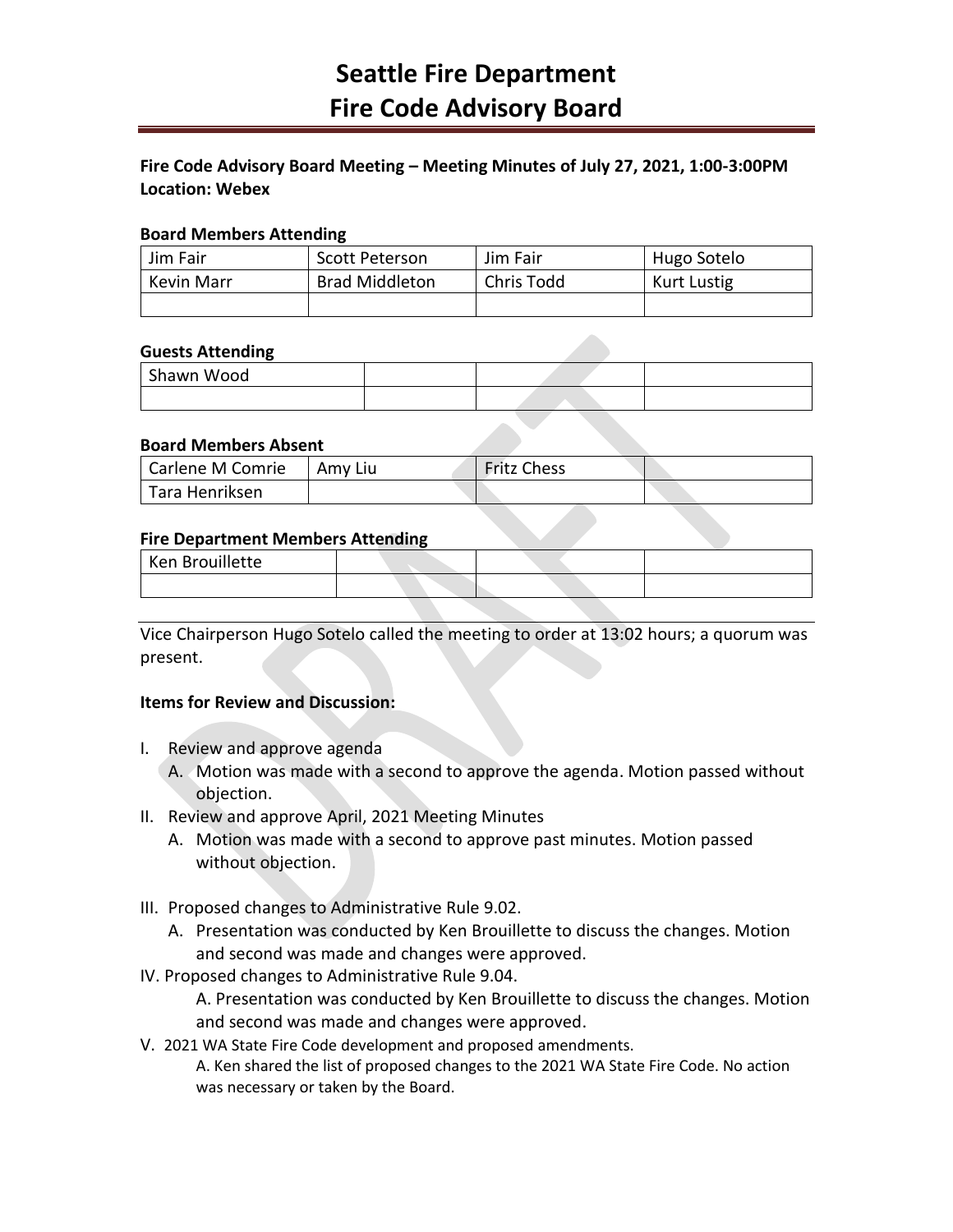# Seattle Fire Department
# Fire Code Advisory Board

**Fire Code Advisory Board Meeting – Meeting Minutes of July 27, 2021, 1:00-3:00PM**
**Location: Webex**

### Board Members Attending

| Jim Fair | Scott Peterson | Jim Fair | Hugo Sotelo |
|---|---|---|---|
| Kevin Marr | Brad Middleton | Chris Todd | Kurt Lustig |
| | | | |

### Guests Attending

| Shawn Wood | | | |
|---|---|---|---|
| | | | |

### Board Members Absent

| Carlene M Comrie | Amy Liu | Fritz Chess | |
|---|---|---|---|
| Tara Henriksen | | | |

### Fire Department Members Attending

| Ken Brouillette | | | |
|---|---|---|---|
| | | | |

Vice Chairperson Hugo Sotelo called the meeting to order at 13:02 hours; a quorum was present.

**Items for Review and Discussion:**

I. Review and approve agenda
   A. Motion was made with a second to approve the agenda. Motion passed without objection.

II. Review and approve April, 2021 Meeting Minutes
   A. Motion was made with a second to approve past minutes. Motion passed without objection.

III. Proposed changes to Administrative Rule 9.02.
   A. Presentation was conducted by Ken Brouillette to discuss the changes. Motion and second was made and changes were approved.

IV. Proposed changes to Administrative Rule 9.04.
   A. Presentation was conducted by Ken Brouillette to discuss the changes. Motion and second was made and changes were approved.

V. 2021 WA State Fire Code development and proposed amendments.
   A. Ken shared the list of proposed changes to the 2021 WA State Fire Code. No action was necessary or taken by the Board.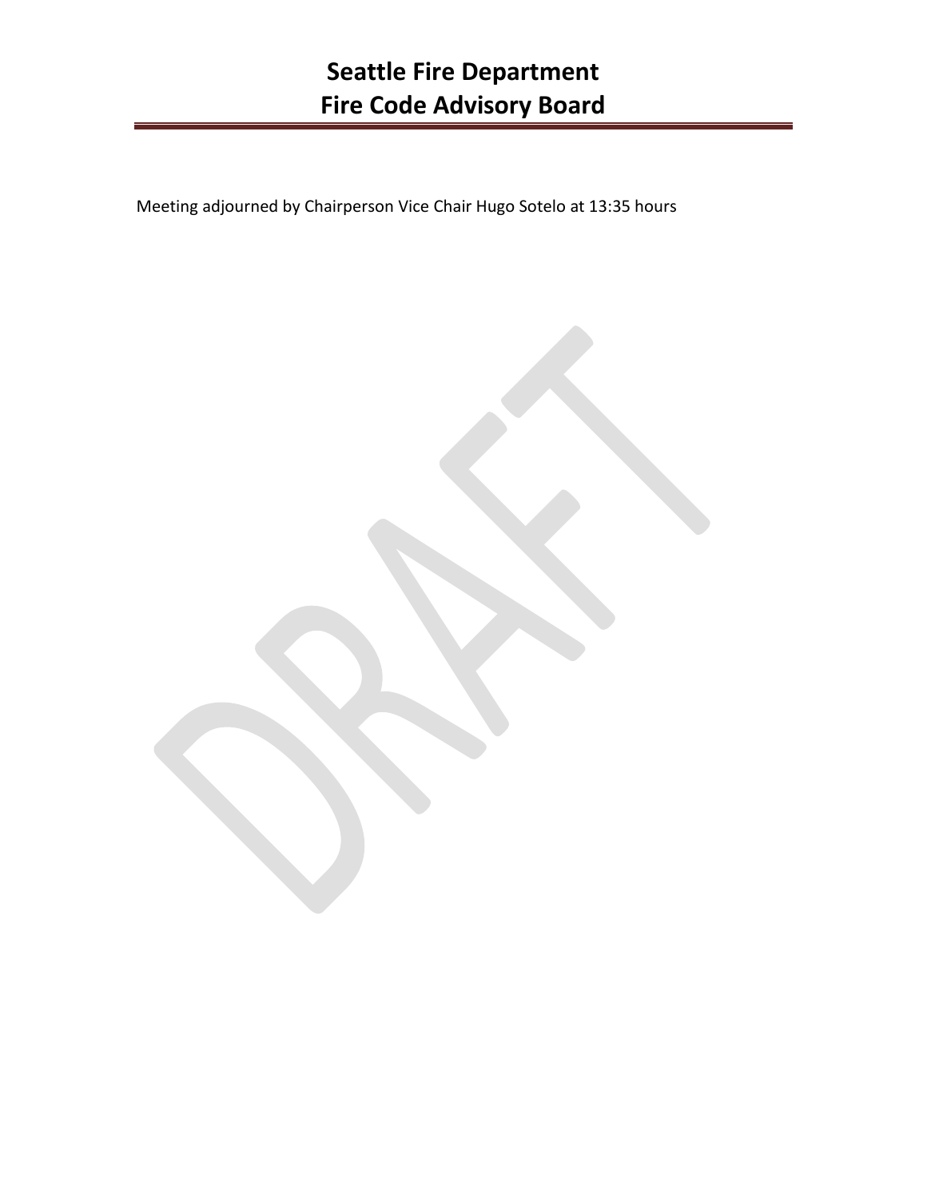Meeting adjourned by Chairperson Vice Chair Hugo Sotelo at 13:35 hours